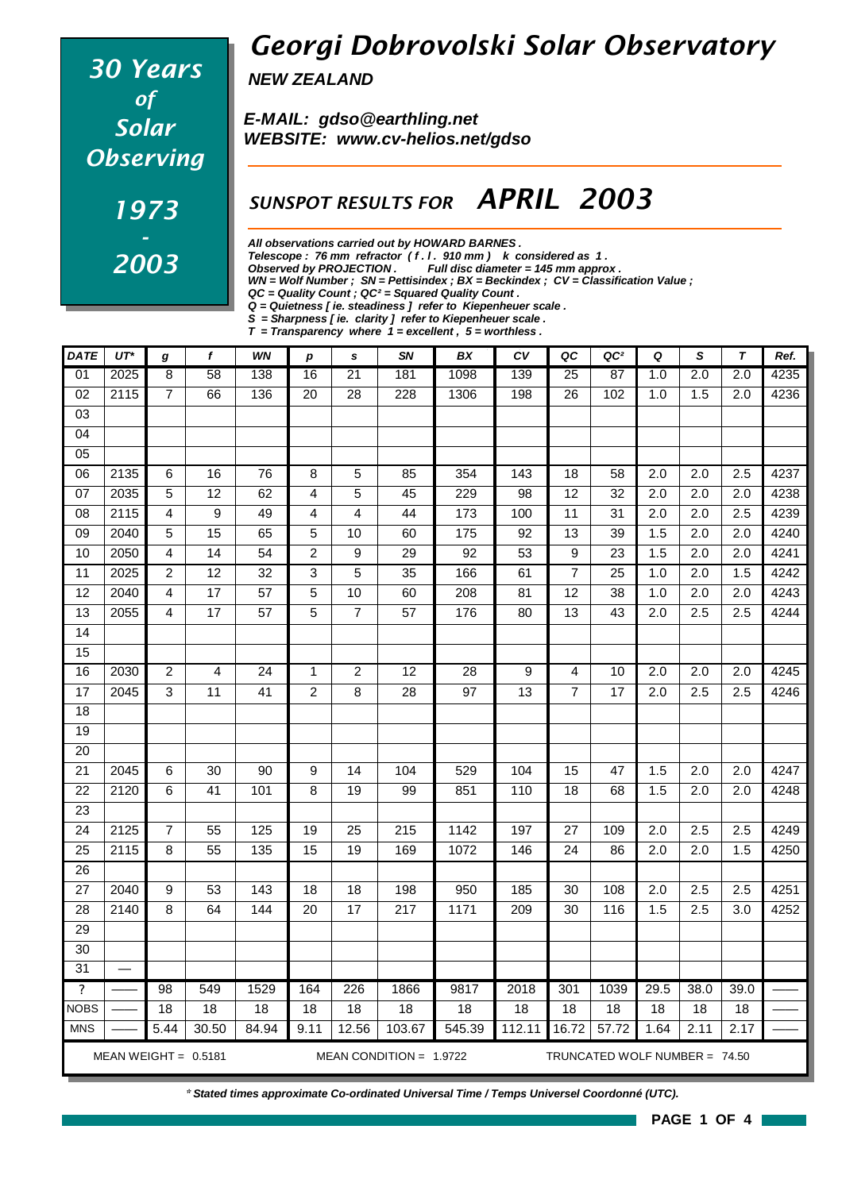30 Years of Solar Observing

1973 - 2003

# Georgi Dobrovolski Solar Observatory

**NEW ZEALAND**

**E-MAIL: gdso@earthling.net**
**WEBSITE: www.cv-helios.net/gdso**

## SUNSPOT RESULTS FOR *APRIL 2003*

***All observations carried out by HOWARD BARNES.***
***Telescope : 76 mm refractor ( f . l . 910 mm ) k considered as 1 .***
***Observed by PROJECTION . Full disc diameter = 145 mm approx .***
***WN = Wolf Number ; SN = Pettisindex ; BX = Beckindex ; CV = Classification Value ;***
***QC = Quality Count ; QC² = Squared Quality Count .***
***Q = Quietness [ ie. steadiness ] refer to Kiepenheuer scale .***
***S = Sharpness [ ie. clarity ] refer to Kiepenheuer scale .***
***T = Transparency where 1 = excellent , 5 = worthless .***

| DATE | UT* | g | f | WN | p | s | SN | BX | CV | QC | QC² | Q | S | T | Ref. |
|---|---|---|---|---|---|---|---|---|---|---|---|---|---|---|---|
| 01 | 2025 | 8 | 58 | 138 | 16 | 21 | 181 | 1098 | 139 | 25 | 87 | 1.0 | 2.0 | 2.0 | 4235 |
| 02 | 2115 | 7 | 66 | 136 | 20 | 28 | 228 | 1306 | 198 | 26 | 102 | 1.0 | 1.5 | 2.0 | 4236 |
| 03 | | | | | | | | | | | | | | | |
| 04 | | | | | | | | | | | | | | | |
| 05 | | | | | | | | | | | | | | | |
| 06 | 2135 | 6 | 16 | 76 | 8 | 5 | 85 | 354 | 143 | 18 | 58 | 2.0 | 2.0 | 2.5 | 4237 |
| 07 | 2035 | 5 | 12 | 62 | 4 | 5 | 45 | 229 | 98 | 12 | 32 | 2.0 | 2.0 | 2.0 | 4238 |
| 08 | 2115 | 4 | 9 | 49 | 4 | 4 | 44 | 173 | 100 | 11 | 31 | 2.0 | 2.0 | 2.5 | 4239 |
| 09 | 2040 | 5 | 15 | 65 | 5 | 10 | 60 | 175 | 92 | 13 | 39 | 1.5 | 2.0 | 2.0 | 4240 |
| 10 | 2050 | 4 | 14 | 54 | 2 | 9 | 29 | 92 | 53 | 9 | 23 | 1.5 | 2.0 | 2.0 | 4241 |
| 11 | 2025 | 2 | 12 | 32 | 3 | 5 | 35 | 166 | 61 | 7 | 25 | 1.0 | 2.0 | 1.5 | 4242 |
| 12 | 2040 | 4 | 17 | 57 | 5 | 10 | 60 | 208 | 81 | 12 | 38 | 1.0 | 2.0 | 2.0 | 4243 |
| 13 | 2055 | 4 | 17 | 57 | 5 | 7 | 57 | 176 | 80 | 13 | 43 | 2.0 | 2.5 | 2.5 | 4244 |
| 14 | | | | | | | | | | | | | | | |
| 15 | | | | | | | | | | | | | | | |
| 16 | 2030 | 2 | 4 | 24 | 1 | 2 | 12 | 28 | 9 | 4 | 10 | 2.0 | 2.0 | 2.0 | 4245 |
| 17 | 2045 | 3 | 11 | 41 | 2 | 8 | 28 | 97 | 13 | 7 | 17 | 2.0 | 2.5 | 2.5 | 4246 |
| 18 | | | | | | | | | | | | | | | |
| 19 | | | | | | | | | | | | | | | |
| 20 | | | | | | | | | | | | | | | |
| 21 | 2045 | 6 | 30 | 90 | 9 | 14 | 104 | 529 | 104 | 15 | 47 | 1.5 | 2.0 | 2.0 | 4247 |
| 22 | 2120 | 6 | 41 | 101 | 8 | 19 | 99 | 851 | 110 | 18 | 68 | 1.5 | 2.0 | 2.0 | 4248 |
| 23 | | | | | | | | | | | | | | | |
| 24 | 2125 | 7 | 55 | 125 | 19 | 25 | 215 | 1142 | 197 | 27 | 109 | 2.0 | 2.5 | 2.5 | 4249 |
| 25 | 2115 | 8 | 55 | 135 | 15 | 19 | 169 | 1072 | 146 | 24 | 86 | 2.0 | 2.0 | 1.5 | 4250 |
| 26 | | | | | | | | | | | | | | | |
| 27 | 2040 | 9 | 53 | 143 | 18 | 18 | 198 | 950 | 185 | 30 | 108 | 2.0 | 2.5 | 2.5 | 4251 |
| 28 | 2140 | 8 | 64 | 144 | 20 | 17 | 217 | 1171 | 209 | 30 | 116 | 1.5 | 2.5 | 3.0 | 4252 |
| 29 | | | | | | | | | | | | | | | |
| 30 | | | | | | | | | | | | | | | |
| 31 | — | | | | | | | | | | | | | | |
| ? | —— | 98 | 549 | 1529 | 164 | 226 | 1866 | 9817 | 2018 | 301 | 1039 | 29.5 | 38.0 | 39.0 | —— |
| NOBS | —— | 18 | 18 | 18 | 18 | 18 | 18 | 18 | 18 | 18 | 18 | 18 | 18 | 18 | —— |
| MNS | —— | 5.44 | 30.50 | 84.94 | 9.11 | 12.56 | 103.67 | 545.39 | 112.11 | 16.72 | 57.72 | 1.64 | 2.11 | 2.17 | —— |

MEAN WEIGHT = 0.5181 MEAN CONDITION = 1.9722 TRUNCATED WOLF NUMBER = 74.50

*** Stated times approximate Co-ordinated Universal Time / Temps Universel Coordonné (UTC).***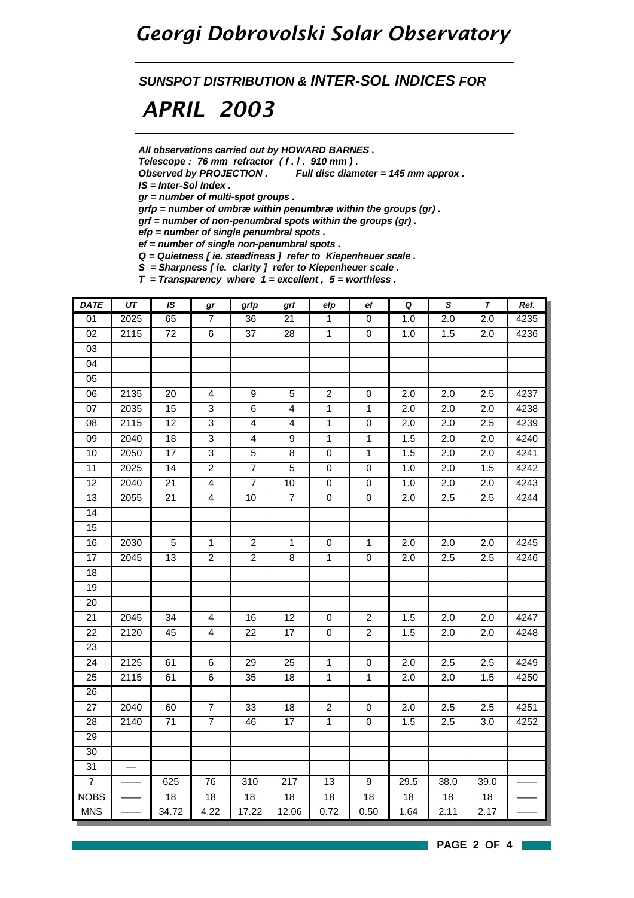# *Georgi Dobrovolski Solar Observatory*

## ***SUNSPOT DISTRIBUTION & INTER-SOL INDICES FOR***

# *APRIL 2003*

***All observations carried out by HOWARD BARNES .***
***Telescope : 76 mm refractor ( f . l . 910 mm ) .***
***Observed by PROJECTION . Full disc diameter = 145 mm approx .***
***IS = Inter-Sol Index .***
***gr = number of multi-spot groups .***
***grfp = number of umbræ within penumbræ within the groups (gr) .***
***grf = number of non-penumbral spots within the groups (gr) .***
***efp = number of single penumbral spots .***
***ef = number of single non-penumbral spots .***
***Q = Quietness [ ie. steadiness ] refer to Kiepenheuer scale .***
***S = Sharpness [ ie. clarity ] refer to Kiepenheuer scale .***
***T = Transparency where 1 = excellent , 5 = worthless .***

| DATE | UT | IS | gr | grfp | grf | efp | ef | Q | S | T | Ref. |
|---|---|---|---|---|---|---|---|---|---|---|---|
| 01 | 2025 | 65 | 7 | 36 | 21 | 1 | 0 | 1.0 | 2.0 | 2.0 | 4235 |
| 02 | 2115 | 72 | 6 | 37 | 28 | 1 | 0 | 1.0 | 1.5 | 2.0 | 4236 |
| 03 | | | | | | | | | | | |
| 04 | | | | | | | | | | | |
| 05 | | | | | | | | | | | |
| 06 | 2135 | 20 | 4 | 9 | 5 | 2 | 0 | 2.0 | 2.0 | 2.5 | 4237 |
| 07 | 2035 | 15 | 3 | 6 | 4 | 1 | 1 | 2.0 | 2.0 | 2.0 | 4238 |
| 08 | 2115 | 12 | 3 | 4 | 4 | 1 | 0 | 2.0 | 2.0 | 2.5 | 4239 |
| 09 | 2040 | 18 | 3 | 4 | 9 | 1 | 1 | 1.5 | 2.0 | 2.0 | 4240 |
| 10 | 2050 | 17 | 3 | 5 | 8 | 0 | 1 | 1.5 | 2.0 | 2.0 | 4241 |
| 11 | 2025 | 14 | 2 | 7 | 5 | 0 | 0 | 1.0 | 2.0 | 1.5 | 4242 |
| 12 | 2040 | 21 | 4 | 7 | 10 | 0 | 0 | 1.0 | 2.0 | 2.0 | 4243 |
| 13 | 2055 | 21 | 4 | 10 | 7 | 0 | 0 | 2.0 | 2.5 | 2.5 | 4244 |
| 14 | | | | | | | | | | | |
| 15 | | | | | | | | | | | |
| 16 | 2030 | 5 | 1 | 2 | 1 | 0 | 1 | 2.0 | 2.0 | 2.0 | 4245 |
| 17 | 2045 | 13 | 2 | 2 | 8 | 1 | 0 | 2.0 | 2.5 | 2.5 | 4246 |
| 18 | | | | | | | | | | | |
| 19 | | | | | | | | | | | |
| 20 | | | | | | | | | | | |
| 21 | 2045 | 34 | 4 | 16 | 12 | 0 | 2 | 1.5 | 2.0 | 2.0 | 4247 |
| 22 | 2120 | 45 | 4 | 22 | 17 | 0 | 2 | 1.5 | 2.0 | 2.0 | 4248 |
| 23 | | | | | | | | | | | |
| 24 | 2125 | 61 | 6 | 29 | 25 | 1 | 0 | 2.0 | 2.5 | 2.5 | 4249 |
| 25 | 2115 | 61 | 6 | 35 | 18 | 1 | 1 | 2.0 | 2.0 | 1.5 | 4250 |
| 26 | | | | | | | | | | | |
| 27 | 2040 | 60 | 7 | 33 | 18 | 2 | 0 | 2.0 | 2.5 | 2.5 | 4251 |
| 28 | 2140 | 71 | 7 | 46 | 17 | 1 | 0 | 1.5 | 2.5 | 3.0 | 4252 |
| 29 | | | | | | | | | | | |
| 30 | | | | | | | | | | | |
| 31 | — | | | | | | | | | | |
| ? | —— | 625 | 76 | 310 | 217 | 13 | 9 | 29.5 | 38.0 | 39.0 | —— |
| NOBS | —— | 18 | 18 | 18 | 18 | 18 | 18 | 18 | 18 | 18 | —— |
| MNS | —— | 34.72 | 4.22 | 17.22 | 12.06 | 0.72 | 0.50 | 1.64 | 2.11 | 2.17 | —— |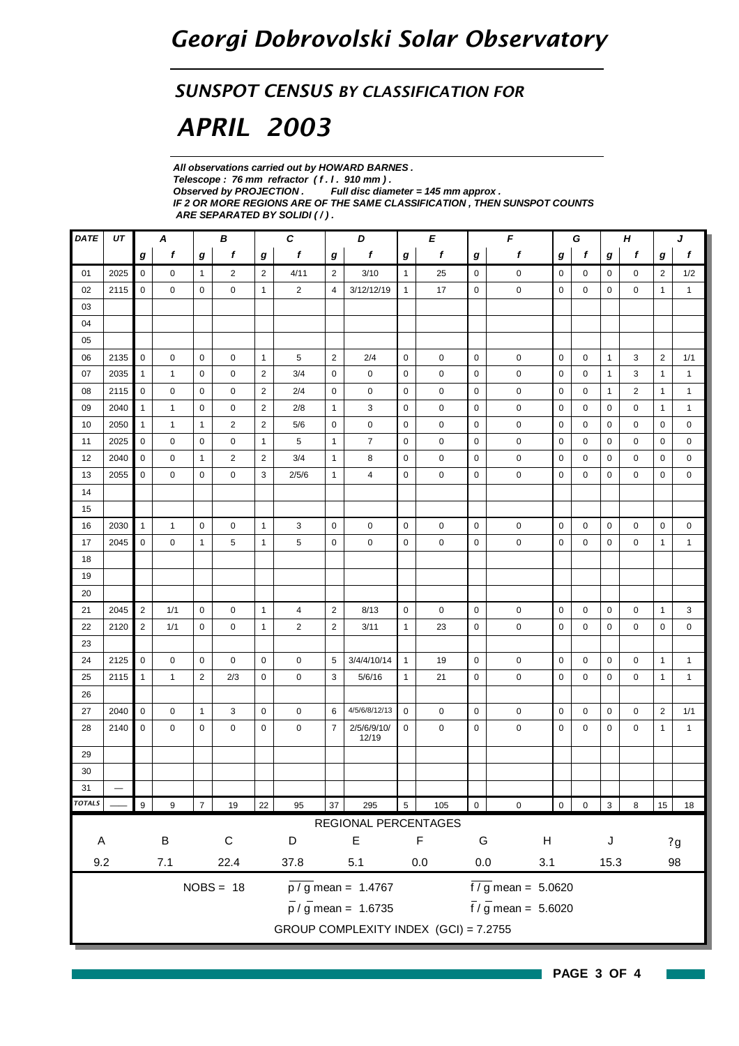# *Georgi Dobrovolski Solar Observatory*

## *SUNSPOT CENSUS BY CLASSIFICATION FOR*

# *APRIL 2003*

***All observations carried out by HOWARD BARNES .***
***Telescope : 76 mm refractor ( f . l . 910 mm ) .***
***Observed by PROJECTION . Full disc diameter = 145 mm approx .***
***IF 2 OR MORE REGIONS ARE OF THE SAME CLASSIFICATION , THEN SUNSPOT COUNTS ARE SEPARATED BY SOLIDI ( / ) .***

| DATE | UT | A | | B | | C | | D | | E | | F | | G | | H | | J | |
|---|---|---|---|---|---|---|---|---|---|---|---|---|---|---|---|---|---|---|---|
| | | g | f | g | f | g | f | g | f | g | f | g | f | g | f | g | f | g | f |
| 01 | 2025 | 0 | 0 | 1 | 2 | 2 | 4/11 | 2 | 3/10 | 1 | 25 | 0 | 0 | 0 | 0 | 0 | 0 | 2 | 1/2 |
| 02 | 2115 | 0 | 0 | 0 | 0 | 1 | 2 | 4 | 3/12/12/19 | 1 | 17 | 0 | 0 | 0 | 0 | 0 | 0 | 1 | 1 |
| 03 | | | | | | | | | | | | | | | | | | | |
| 04 | | | | | | | | | | | | | | | | | | | |
| 05 | | | | | | | | | | | | | | | | | | | |
| 06 | 2135 | 0 | 0 | 0 | 0 | 1 | 5 | 2 | 2/4 | 0 | 0 | 0 | 0 | 0 | 0 | 1 | 3 | 2 | 1/1 |
| 07 | 2035 | 1 | 1 | 0 | 0 | 2 | 3/4 | 0 | 0 | 0 | 0 | 0 | 0 | 0 | 0 | 1 | 3 | 1 | 1 |
| 08 | 2115 | 0 | 0 | 0 | 0 | 2 | 2/4 | 0 | 0 | 0 | 0 | 0 | 0 | 0 | 0 | 1 | 2 | 1 | 1 |
| 09 | 2040 | 1 | 1 | 0 | 0 | 2 | 2/8 | 1 | 3 | 0 | 0 | 0 | 0 | 0 | 0 | 0 | 0 | 1 | 1 |
| 10 | 2050 | 1 | 1 | 1 | 2 | 2 | 5/6 | 0 | 0 | 0 | 0 | 0 | 0 | 0 | 0 | 0 | 0 | 0 | 0 |
| 11 | 2025 | 0 | 0 | 0 | 0 | 1 | 5 | 1 | 7 | 0 | 0 | 0 | 0 | 0 | 0 | 0 | 0 | 0 | 0 |
| 12 | 2040 | 0 | 0 | 1 | 2 | 2 | 3/4 | 1 | 8 | 0 | 0 | 0 | 0 | 0 | 0 | 0 | 0 | 0 | 0 |
| 13 | 2055 | 0 | 0 | 0 | 0 | 3 | 2/5/6 | 1 | 4 | 0 | 0 | 0 | 0 | 0 | 0 | 0 | 0 | 0 | 0 |
| 14 | | | | | | | | | | | | | | | | | | | |
| 15 | | | | | | | | | | | | | | | | | | | |
| 16 | 2030 | 1 | 1 | 0 | 0 | 1 | 3 | 0 | 0 | 0 | 0 | 0 | 0 | 0 | 0 | 0 | 0 | 0 | 0 |
| 17 | 2045 | 0 | 0 | 1 | 5 | 1 | 5 | 0 | 0 | 0 | 0 | 0 | 0 | 0 | 0 | 0 | 0 | 1 | 1 |
| 18 | | | | | | | | | | | | | | | | | | | |
| 19 | | | | | | | | | | | | | | | | | | | |
| 20 | | | | | | | | | | | | | | | | | | | |
| 21 | 2045 | 2 | 1/1 | 0 | 0 | 1 | 4 | 2 | 8/13 | 0 | 0 | 0 | 0 | 0 | 0 | 0 | 0 | 1 | 3 |
| 22 | 2120 | 2 | 1/1 | 0 | 0 | 1 | 2 | 2 | 3/11 | 1 | 23 | 0 | 0 | 0 | 0 | 0 | 0 | 0 | 0 |
| 23 | | | | | | | | | | | | | | | | | | | |
| 24 | 2125 | 0 | 0 | 0 | 0 | 0 | 0 | 5 | 3/4/4/10/14 | 1 | 19 | 0 | 0 | 0 | 0 | 0 | 0 | 1 | 1 |
| 25 | 2115 | 1 | 1 | 2 | 2/3 | 0 | 0 | 3 | 5/6/16 | 1 | 21 | 0 | 0 | 0 | 0 | 0 | 0 | 1 | 1 |
| 26 | | | | | | | | | | | | | | | | | | | |
| 27 | 2040 | 0 | 0 | 1 | 3 | 0 | 0 | 6 | 4/5/6/8/12/13 | 0 | 0 | 0 | 0 | 0 | 0 | 0 | 0 | 2 | 1/1 |
| 28 | 2140 | 0 | 0 | 0 | 0 | 0 | 0 | 7 | 2/5/6/9/10/12/19 | 0 | 0 | 0 | 0 | 0 | 0 | 0 | 0 | 1 | 1 |
| 29 | | | | | | | | | | | | | | | | | | | |
| 30 | | | | | | | | | | | | | | | | | | | |
| 31 | — | | | | | | | | | | | | | | | | | | |
| TOTALS | | 9 | 9 | 7 | 19 | 22 | 95 | 37 | 295 | 5 | 105 | 0 | 0 | 0 | 0 | 3 | 8 | 15 | 18 |

REGIONAL PERCENTAGES

| A | B | C | D | E | F | G | H | J | ?g |
|---|---|---|---|---|---|---|---|---|---|
| 9.2 | 7.1 | 22.4 | 37.8 | 5.1 | 0.0 | 0.0 | 3.1 | 15.3 | 98 |

NOBS = 18

$\overline{p/g}$ mean = 1.4767

$\overline{f/g}$ mean = 5.0620

$\bar{p}/\bar{g}$ mean = 1.6735

$\bar{f}/\bar{g}$ mean = 5.6020

GROUP COMPLEXITY INDEX (GCI) = 7.2755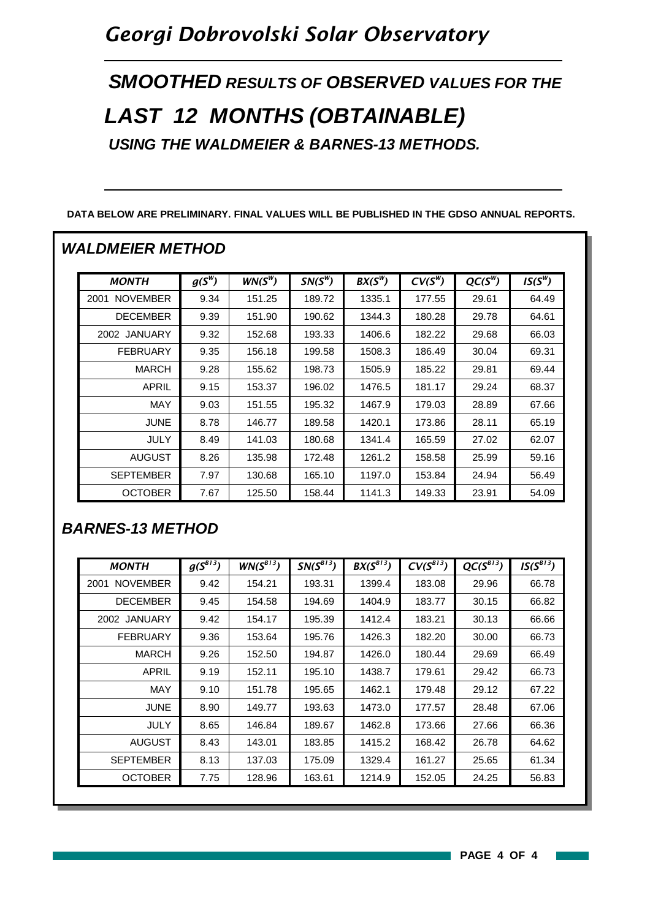# *Georgi Dobrovolski Solar Observatory*

## ***SMOOTHED** RESULTS OF **OBSERVED** VALUES FOR THE*

## ***LAST 12 MONTHS (OBTAINABLE)***

### ***USING THE WALDMEIER & BARNES-13 METHODS.***

**DATA BELOW ARE PRELIMINARY. FINAL VALUES WILL BE PUBLISHED IN THE GDSO ANNUAL REPORTS.**

## *WALDMEIER METHOD*

| *MONTH* | $g(S^W)$ | $WN(S^W)$ | $SN(S^W)$ | $BX(S^W)$ | $CV(S^W)$ | $QC(S^W)$ | $IS(S^W)$ |
|---|---|---|---|---|---|---|---|
| 2001 NOVEMBER | 9.34 | 151.25 | 189.72 | 1335.1 | 177.55 | 29.61 | 64.49 |
| DECEMBER | 9.39 | 151.90 | 190.62 | 1344.3 | 180.28 | 29.78 | 64.61 |
| 2002 JANUARY | 9.32 | 152.68 | 193.33 | 1406.6 | 182.22 | 29.68 | 66.03 |
| FEBRUARY | 9.35 | 156.18 | 199.58 | 1508.3 | 186.49 | 30.04 | 69.31 |
| MARCH | 9.28 | 155.62 | 198.73 | 1505.9 | 185.22 | 29.81 | 69.44 |
| APRIL | 9.15 | 153.37 | 196.02 | 1476.5 | 181.17 | 29.24 | 68.37 |
| MAY | 9.03 | 151.55 | 195.32 | 1467.9 | 179.03 | 28.89 | 67.66 |
| JUNE | 8.78 | 146.77 | 189.58 | 1420.1 | 173.86 | 28.11 | 65.19 |
| JULY | 8.49 | 141.03 | 180.68 | 1341.4 | 165.59 | 27.02 | 62.07 |
| AUGUST | 8.26 | 135.98 | 172.48 | 1261.2 | 158.58 | 25.99 | 59.16 |
| SEPTEMBER | 7.97 | 130.68 | 165.10 | 1197.0 | 153.84 | 24.94 | 56.49 |
| OCTOBER | 7.67 | 125.50 | 158.44 | 1141.3 | 149.33 | 23.91 | 54.09 |

## *BARNES-13 METHOD*

| *MONTH* | $g(S^{B13})$ | $WN(S^{B13})$ | $SN(S^{B13})$ | $BX(S^{B13})$ | $CV(S^{B13})$ | $QC(S^{B13})$ | $IS(S^{B13})$ |
|---|---|---|---|---|---|---|---|
| 2001 NOVEMBER | 9.42 | 154.21 | 193.31 | 1399.4 | 183.08 | 29.96 | 66.78 |
| DECEMBER | 9.45 | 154.58 | 194.69 | 1404.9 | 183.77 | 30.15 | 66.82 |
| 2002 JANUARY | 9.42 | 154.17 | 195.39 | 1412.4 | 183.21 | 30.13 | 66.66 |
| FEBRUARY | 9.36 | 153.64 | 195.76 | 1426.3 | 182.20 | 30.00 | 66.73 |
| MARCH | 9.26 | 152.50 | 194.87 | 1426.0 | 180.44 | 29.69 | 66.49 |
| APRIL | 9.19 | 152.11 | 195.10 | 1438.7 | 179.61 | 29.42 | 66.73 |
| MAY | 9.10 | 151.78 | 195.65 | 1462.1 | 179.48 | 29.12 | 67.22 |
| JUNE | 8.90 | 149.77 | 193.63 | 1473.0 | 177.57 | 28.48 | 67.06 |
| JULY | 8.65 | 146.84 | 189.67 | 1462.8 | 173.66 | 27.66 | 66.36 |
| AUGUST | 8.43 | 143.01 | 183.85 | 1415.2 | 168.42 | 26.78 | 64.62 |
| SEPTEMBER | 8.13 | 137.03 | 175.09 | 1329.4 | 161.27 | 25.65 | 61.34 |
| OCTOBER | 7.75 | 128.96 | 163.61 | 1214.9 | 152.05 | 24.25 | 56.83 |